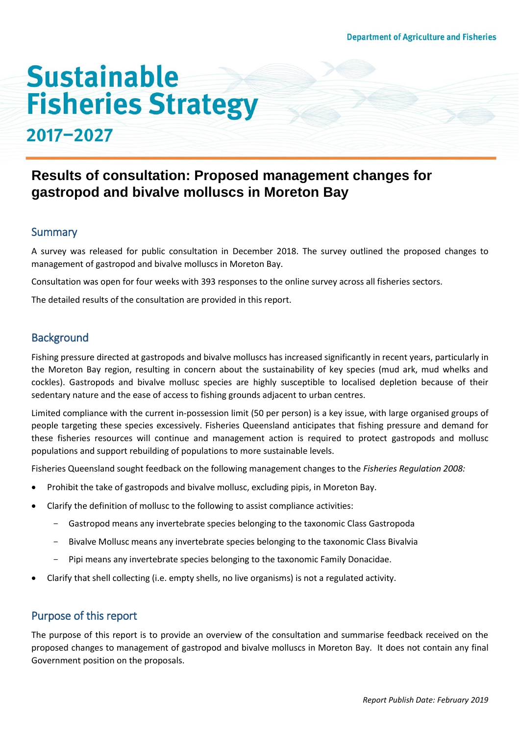Department of Agriculture and Fisheries

# Sustainable Fisheries Strategy 2017–2027

## Results of consultation: Proposed management changes for gastropod and bivalve molluscs in Moreton Bay

### Summary

A survey was released for public consultation in December 2018. The survey outlined the proposed changes to management of gastropod and bivalve molluscs in Moreton Bay.

Consultation was open for four weeks with 393 responses to the online survey across all fisheries sectors.

The detailed results of the consultation are provided in this report.

### Background

Fishing pressure directed at gastropods and bivalve molluscs has increased significantly in recent years, particularly in the Moreton Bay region, resulting in concern about the sustainability of key species (mud ark, mud whelks and cockles). Gastropods and bivalve mollusc species are highly susceptible to localised depletion because of their sedentary nature and the ease of access to fishing grounds adjacent to urban centres.

Limited compliance with the current in-possession limit (50 per person) is a key issue, with large organised groups of people targeting these species excessively. Fisheries Queensland anticipates that fishing pressure and demand for these fisheries resources will continue and management action is required to protect gastropods and mollusc populations and support rebuilding of populations to more sustainable levels.

Fisheries Queensland sought feedback on the following management changes to the *Fisheries Regulation 2008:*

- Prohibit the take of gastropods and bivalve mollusc, excluding pipis, in Moreton Bay.
- Clarify the definition of mollusc to the following to assist compliance activities:
  - Gastropod means any invertebrate species belonging to the taxonomic Class Gastropoda
  - Bivalve Mollusc means any invertebrate species belonging to the taxonomic Class Bivalvia
  - Pipi means any invertebrate species belonging to the taxonomic Family Donacidae.
- Clarify that shell collecting (i.e. empty shells, no live organisms) is not a regulated activity.

### Purpose of this report

The purpose of this report is to provide an overview of the consultation and summarise feedback received on the proposed changes to management of gastropod and bivalve molluscs in Moreton Bay. It does not contain any final Government position on the proposals.

*Report Publish Date: February 2019*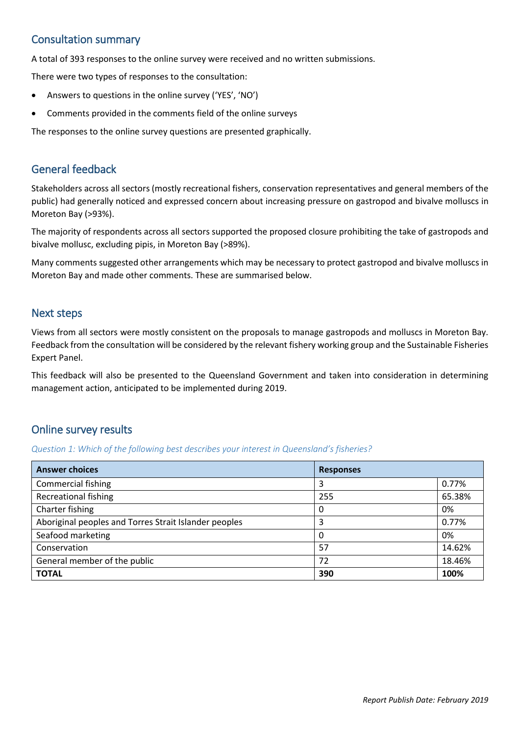## Consultation summary

A total of 393 responses to the online survey were received and no written submissions.

There were two types of responses to the consultation:

- Answers to questions in the online survey ('YES', 'NO')
- Comments provided in the comments field of the online surveys

The responses to the online survey questions are presented graphically.

## General feedback

Stakeholders across all sectors (mostly recreational fishers, conservation representatives and general members of the public) had generally noticed and expressed concern about increasing pressure on gastropod and bivalve molluscs in Moreton Bay (>93%).

The majority of respondents across all sectors supported the proposed closure prohibiting the take of gastropods and bivalve mollusc, excluding pipis, in Moreton Bay (>89%).

Many comments suggested other arrangements which may be necessary to protect gastropod and bivalve molluscs in Moreton Bay and made other comments. These are summarised below.

## Next steps

Views from all sectors were mostly consistent on the proposals to manage gastropods and molluscs in Moreton Bay. Feedback from the consultation will be considered by the relevant fishery working group and the Sustainable Fisheries Expert Panel.

This feedback will also be presented to the Queensland Government and taken into consideration in determining management action, anticipated to be implemented during 2019.

## Online survey results

*Question 1: Which of the following best describes your interest in Queensland's fisheries?*

| Answer choices | Responses | |
|---|---|---|
| Commercial fishing | 3 | 0.77% |
| Recreational fishing | 255 | 65.38% |
| Charter fishing | 0 | 0% |
| Aboriginal peoples and Torres Strait Islander peoples | 3 | 0.77% |
| Seafood marketing | 0 | 0% |
| Conservation | 57 | 14.62% |
| General member of the public | 72 | 18.46% |
| **TOTAL** | **390** | **100%** |

*Report Publish Date: February 2019*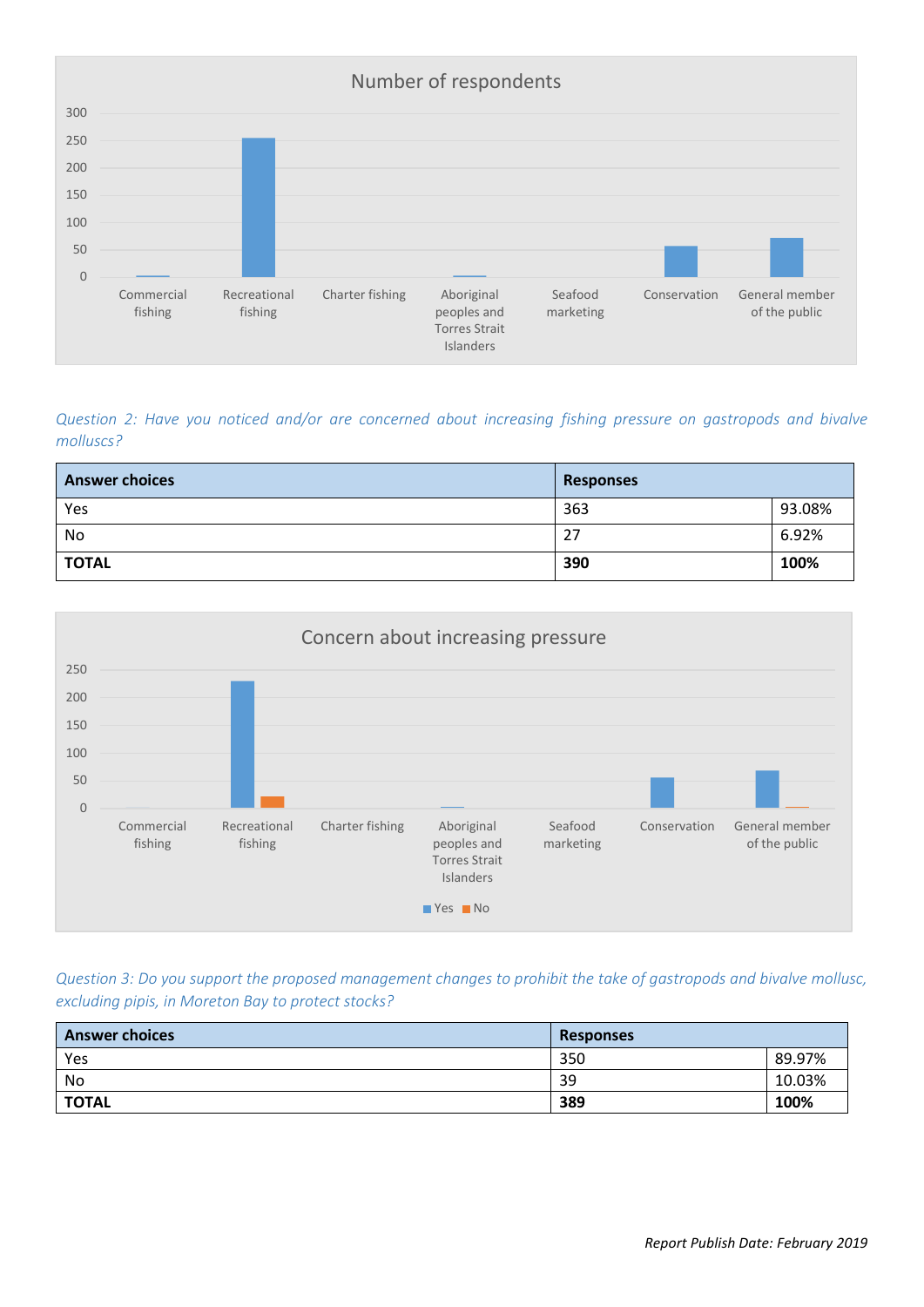Number of respondents

| | Commercial fishing | Recreational fishing | Charter fishing | Aboriginal peoples and Torres Strait Islanders | Seafood marketing | Conservation | General member of the public |
|---|---|---|---|---|---|---|---|

*Question 2: Have you noticed and/or are concerned about increasing fishing pressure on gastropods and bivalve molluscs?*

| Answer choices | Responses | |
|---|---|---|
| Yes | 363 | 93.08% |
| No | 27 | 6.92% |
| **TOTAL** | **390** | **100%** |

Concern about increasing pressure

| | Commercial fishing | Recreational fishing | Charter fishing | Aboriginal peoples and Torres Strait Islanders | Seafood marketing | Conservation | General member of the public |
|---|---|---|---|---|---|---|---|

Yes No

*Question 3: Do you support the proposed management changes to prohibit the take of gastropods and bivalve mollusc, excluding pipis, in Moreton Bay to protect stocks?*

| Answer choices | Responses | |
|---|---|---|
| Yes | 350 | 89.97% |
| No | 39 | 10.03% |
| **TOTAL** | **389** | **100%** |

*Report Publish Date: February 2019*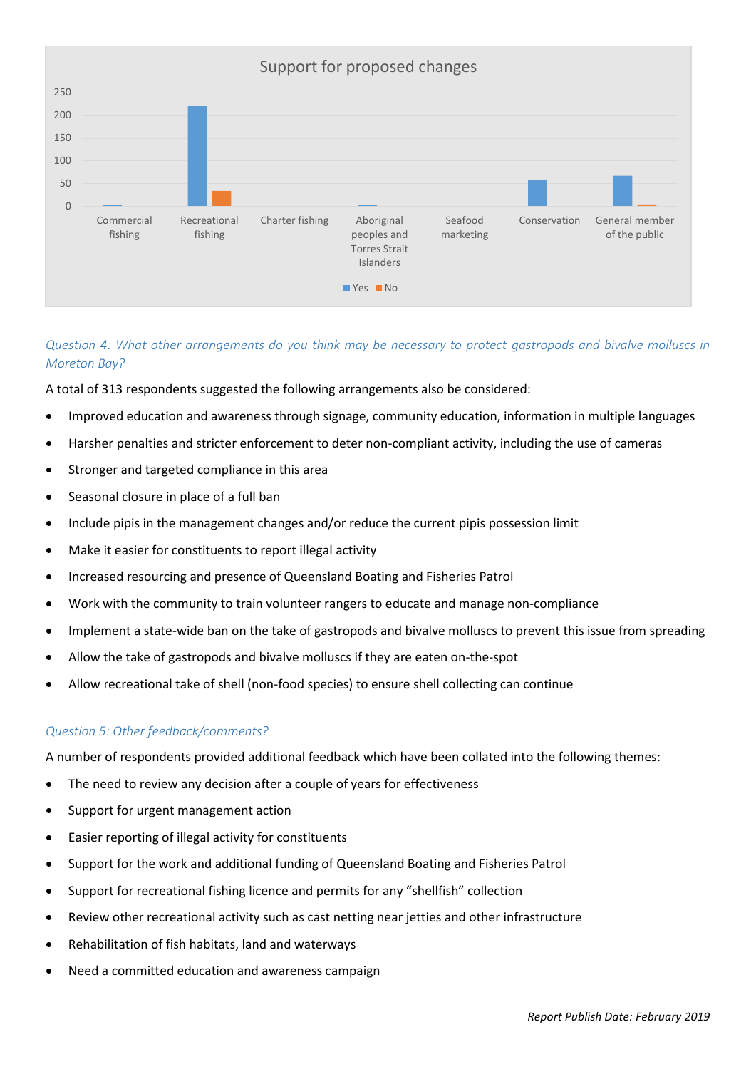Support for proposed changes

| | Yes | No |
|---|---|---|
| Commercial fishing | 1 | |
| Recreational fishing | 220 | 33 |
| Charter fishing | | |
| Aboriginal peoples and Torres Strait Islanders | 1 | |
| Seafood marketing | | |
| Conservation | 56 | |
| General member of the public | 66 | 3 |

*Question 4: What other arrangements do you think may be necessary to protect gastropods and bivalve molluscs in Moreton Bay?*

A total of 313 respondents suggested the following arrangements also be considered:

- Improved education and awareness through signage, community education, information in multiple languages
- Harsher penalties and stricter enforcement to deter non-compliant activity, including the use of cameras
- Stronger and targeted compliance in this area
- Seasonal closure in place of a full ban
- Include pipis in the management changes and/or reduce the current pipis possession limit
- Make it easier for constituents to report illegal activity
- Increased resourcing and presence of Queensland Boating and Fisheries Patrol
- Work with the community to train volunteer rangers to educate and manage non-compliance
- Implement a state-wide ban on the take of gastropods and bivalve molluscs to prevent this issue from spreading
- Allow the take of gastropods and bivalve molluscs if they are eaten on-the-spot
- Allow recreational take of shell (non-food species) to ensure shell collecting can continue

*Question 5: Other feedback/comments?*

A number of respondents provided additional feedback which have been collated into the following themes:

- The need to review any decision after a couple of years for effectiveness
- Support for urgent management action
- Easier reporting of illegal activity for constituents
- Support for the work and additional funding of Queensland Boating and Fisheries Patrol
- Support for recreational fishing licence and permits for any “shellfish” collection
- Review other recreational activity such as cast netting near jetties and other infrastructure
- Rehabilitation of fish habitats, land and waterways
- Need a committed education and awareness campaign

*Report Publish Date: February 2019*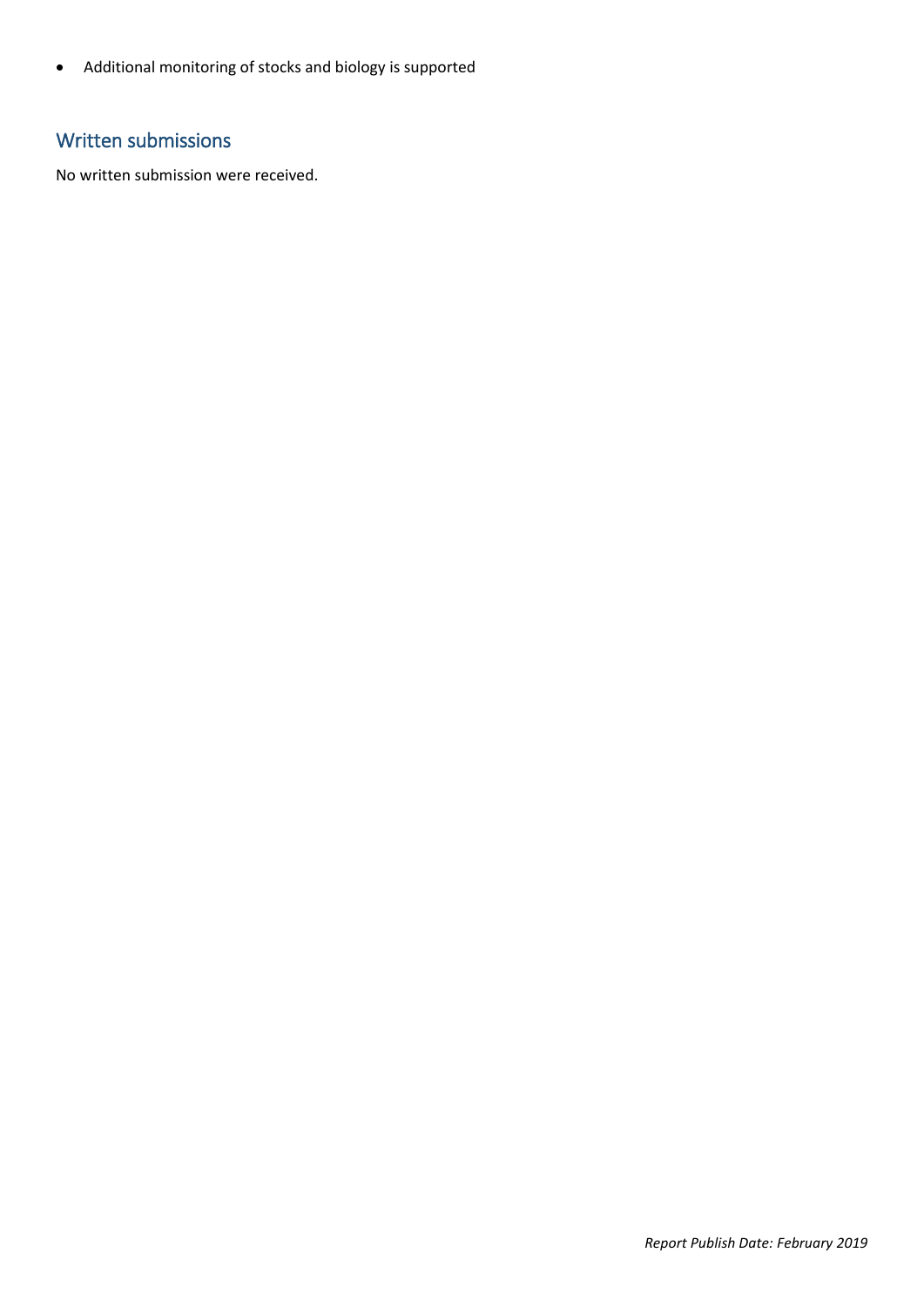- Additional monitoring of stocks and biology is supported

## Written submissions

No written submission were received.

*Report Publish Date: February 2019*